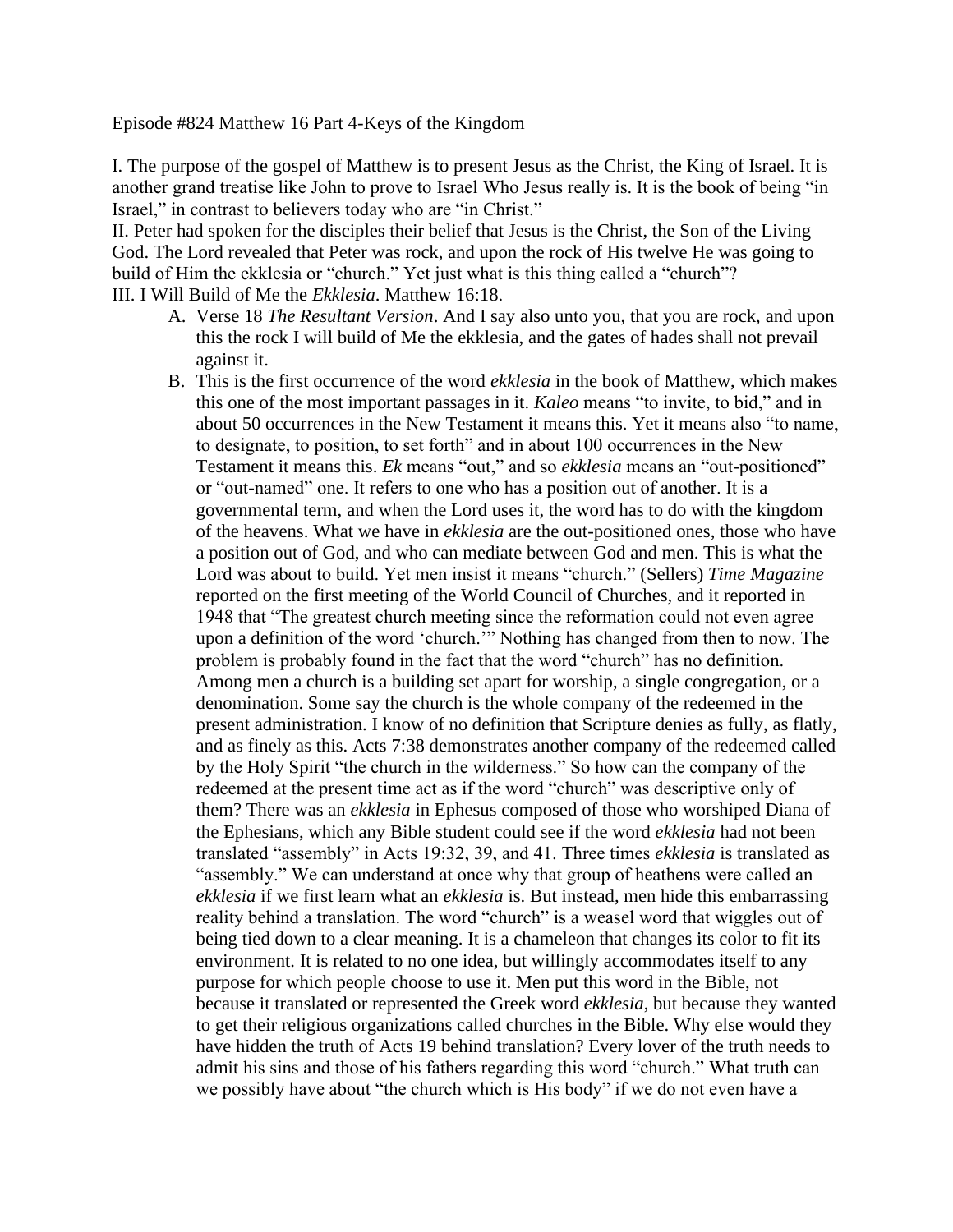Episode #824 Matthew 16 Part 4-Keys of the Kingdom

I. The purpose of the gospel of Matthew is to present Jesus as the Christ, the King of Israel. It is another grand treatise like John to prove to Israel Who Jesus really is. It is the book of being "in Israel," in contrast to believers today who are "in Christ."

II. Peter had spoken for the disciples their belief that Jesus is the Christ, the Son of the Living God. The Lord revealed that Peter was rock, and upon the rock of His twelve He was going to build of Him the ekklesia or "church." Yet just what is this thing called a "church"?

III. I Will Build of Me the *Ekklesia*. Matthew 16:18.

A. Verse 18 *The Resultant Version*. And I say also unto you, that you are rock, and upon this the rock I will build of Me the ekklesia, and the gates of hades shall not prevail against it.

B. This is the first occurrence of the word *ekklesia* in the book of Matthew, which makes this one of the most important passages in it. *Kaleo* means "to invite, to bid," and in about 50 occurrences in the New Testament it means this. Yet it means also "to name, to designate, to position, to set forth" and in about 100 occurrences in the New Testament it means this. *Ek* means "out," and so *ekklesia* means an "out-positioned" or "out-named" one. It refers to one who has a position out of another. It is a governmental term, and when the Lord uses it, the word has to do with the kingdom of the heavens. What we have in *ekklesia* are the out-positioned ones, those who have a position out of God, and who can mediate between God and men. This is what the Lord was about to build. Yet men insist it means "church." (Sellers) *Time Magazine* reported on the first meeting of the World Council of Churches, and it reported in 1948 that "The greatest church meeting since the reformation could not even agree upon a definition of the word 'church.'" Nothing has changed from then to now. The problem is probably found in the fact that the word "church" has no definition. Among men a church is a building set apart for worship, a single congregation, or a denomination. Some say the church is the whole company of the redeemed in the present administration. I know of no definition that Scripture denies as fully, as flatly, and as finely as this. Acts 7:38 demonstrates another company of the redeemed called by the Holy Spirit "the church in the wilderness." So how can the company of the redeemed at the present time act as if the word "church" was descriptive only of them? There was an *ekklesia* in Ephesus composed of those who worshiped Diana of the Ephesians, which any Bible student could see if the word *ekklesia* had not been translated "assembly" in Acts 19:32, 39, and 41. Three times *ekklesia* is translated as "assembly." We can understand at once why that group of heathens were called an *ekklesia* if we first learn what an *ekklesia* is. But instead, men hide this embarrassing reality behind a translation. The word "church" is a weasel word that wiggles out of being tied down to a clear meaning. It is a chameleon that changes its color to fit its environment. It is related to no one idea, but willingly accommodates itself to any purpose for which people choose to use it. Men put this word in the Bible, not because it translated or represented the Greek word *ekklesia*, but because they wanted to get their religious organizations called churches in the Bible. Why else would they have hidden the truth of Acts 19 behind translation? Every lover of the truth needs to admit his sins and those of his fathers regarding this word "church." What truth can we possibly have about "the church which is His body" if we do not even have a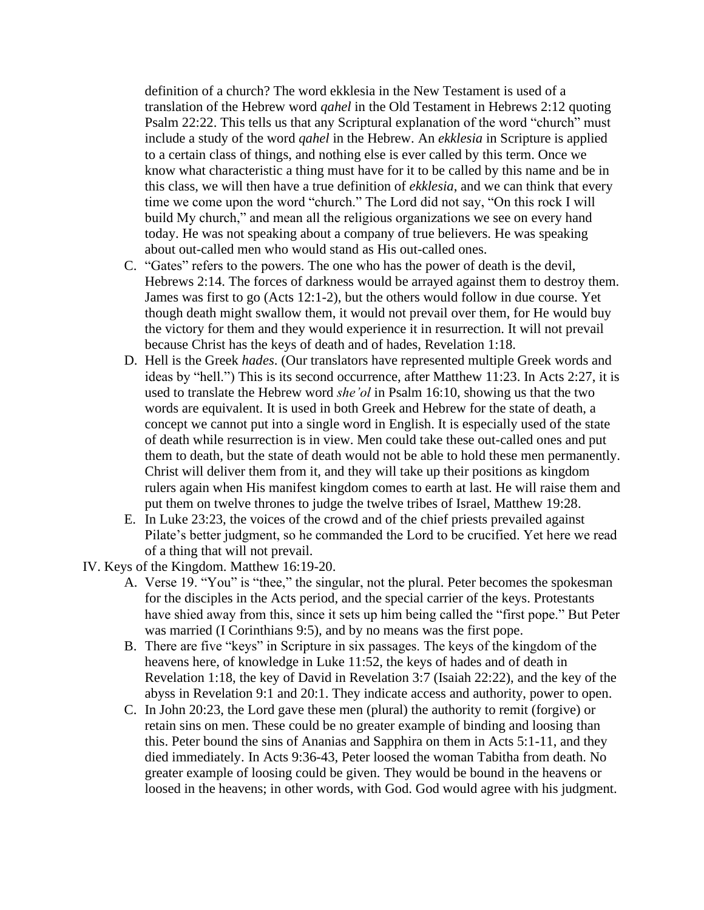definition of a church? The word ekklesia in the New Testament is used of a translation of the Hebrew word *qahel* in the Old Testament in Hebrews 2:12 quoting Psalm 22:22. This tells us that any Scriptural explanation of the word "church" must include a study of the word *qahel* in the Hebrew. An *ekklesia* in Scripture is applied to a certain class of things, and nothing else is ever called by this term. Once we know what characteristic a thing must have for it to be called by this name and be in this class, we will then have a true definition of *ekklesia*, and we can think that every time we come upon the word "church." The Lord did not say, "On this rock I will build My church," and mean all the religious organizations we see on every hand today. He was not speaking about a company of true believers. He was speaking about out-called men who would stand as His out-called ones.

C. "Gates" refers to the powers. The one who has the power of death is the devil, Hebrews 2:14. The forces of darkness would be arrayed against them to destroy them. James was first to go (Acts 12:1-2), but the others would follow in due course. Yet though death might swallow them, it would not prevail over them, for He would buy the victory for them and they would experience it in resurrection. It will not prevail because Christ has the keys of death and of hades, Revelation 1:18.

D. Hell is the Greek *hades*. (Our translators have represented multiple Greek words and ideas by "hell.") This is its second occurrence, after Matthew 11:23. In Acts 2:27, it is used to translate the Hebrew word *she'ol* in Psalm 16:10, showing us that the two words are equivalent. It is used in both Greek and Hebrew for the state of death, a concept we cannot put into a single word in English. It is especially used of the state of death while resurrection is in view. Men could take these out-called ones and put them to death, but the state of death would not be able to hold these men permanently. Christ will deliver them from it, and they will take up their positions as kingdom rulers again when His manifest kingdom comes to earth at last. He will raise them and put them on twelve thrones to judge the twelve tribes of Israel, Matthew 19:28.

E. In Luke 23:23, the voices of the crowd and of the chief priests prevailed against Pilate's better judgment, so he commanded the Lord to be crucified. Yet here we read of a thing that will not prevail.

IV. Keys of the Kingdom. Matthew 16:19-20.

A. Verse 19. "You" is "thee," the singular, not the plural. Peter becomes the spokesman for the disciples in the Acts period, and the special carrier of the keys. Protestants have shied away from this, since it sets up him being called the "first pope." But Peter was married (I Corinthians 9:5), and by no means was the first pope.

B. There are five "keys" in Scripture in six passages. The keys of the kingdom of the heavens here, of knowledge in Luke 11:52, the keys of hades and of death in Revelation 1:18, the key of David in Revelation 3:7 (Isaiah 22:22), and the key of the abyss in Revelation 9:1 and 20:1. They indicate access and authority, power to open.

C. In John 20:23, the Lord gave these men (plural) the authority to remit (forgive) or retain sins on men. These could be no greater example of binding and loosing than this. Peter bound the sins of Ananias and Sapphira on them in Acts 5:1-11, and they died immediately. In Acts 9:36-43, Peter loosed the woman Tabitha from death. No greater example of loosing could be given. They would be bound in the heavens or loosed in the heavens; in other words, with God. God would agree with his judgment.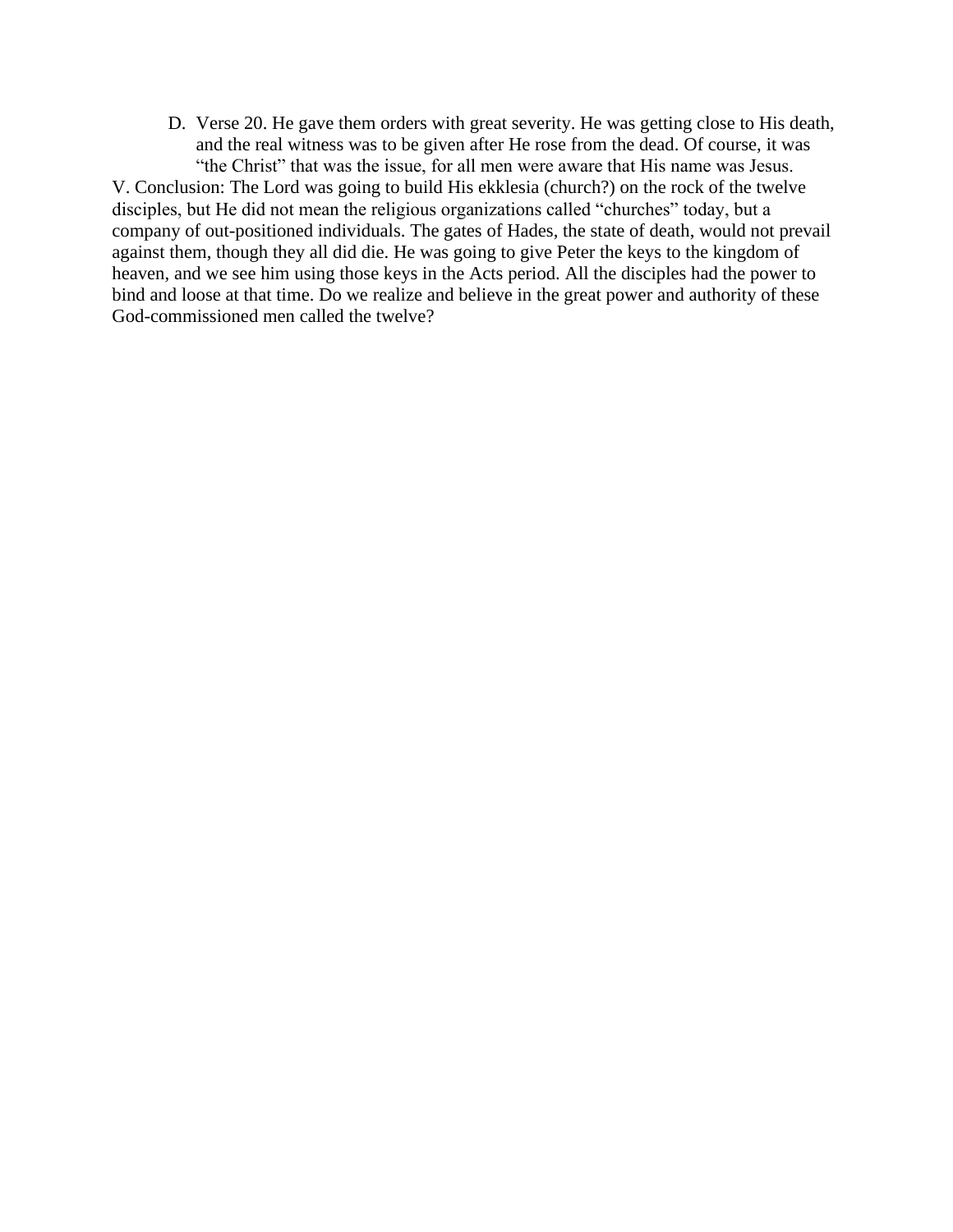D. Verse 20. He gave them orders with great severity. He was getting close to His death, and the real witness was to be given after He rose from the dead. Of course, it was "the Christ" that was the issue, for all men were aware that His name was Jesus.

V. Conclusion: The Lord was going to build His ekklesia (church?) on the rock of the twelve disciples, but He did not mean the religious organizations called "churches" today, but a company of out-positioned individuals. The gates of Hades, the state of death, would not prevail against them, though they all did die. He was going to give Peter the keys to the kingdom of heaven, and we see him using those keys in the Acts period. All the disciples had the power to bind and loose at that time. Do we realize and believe in the great power and authority of these God-commissioned men called the twelve?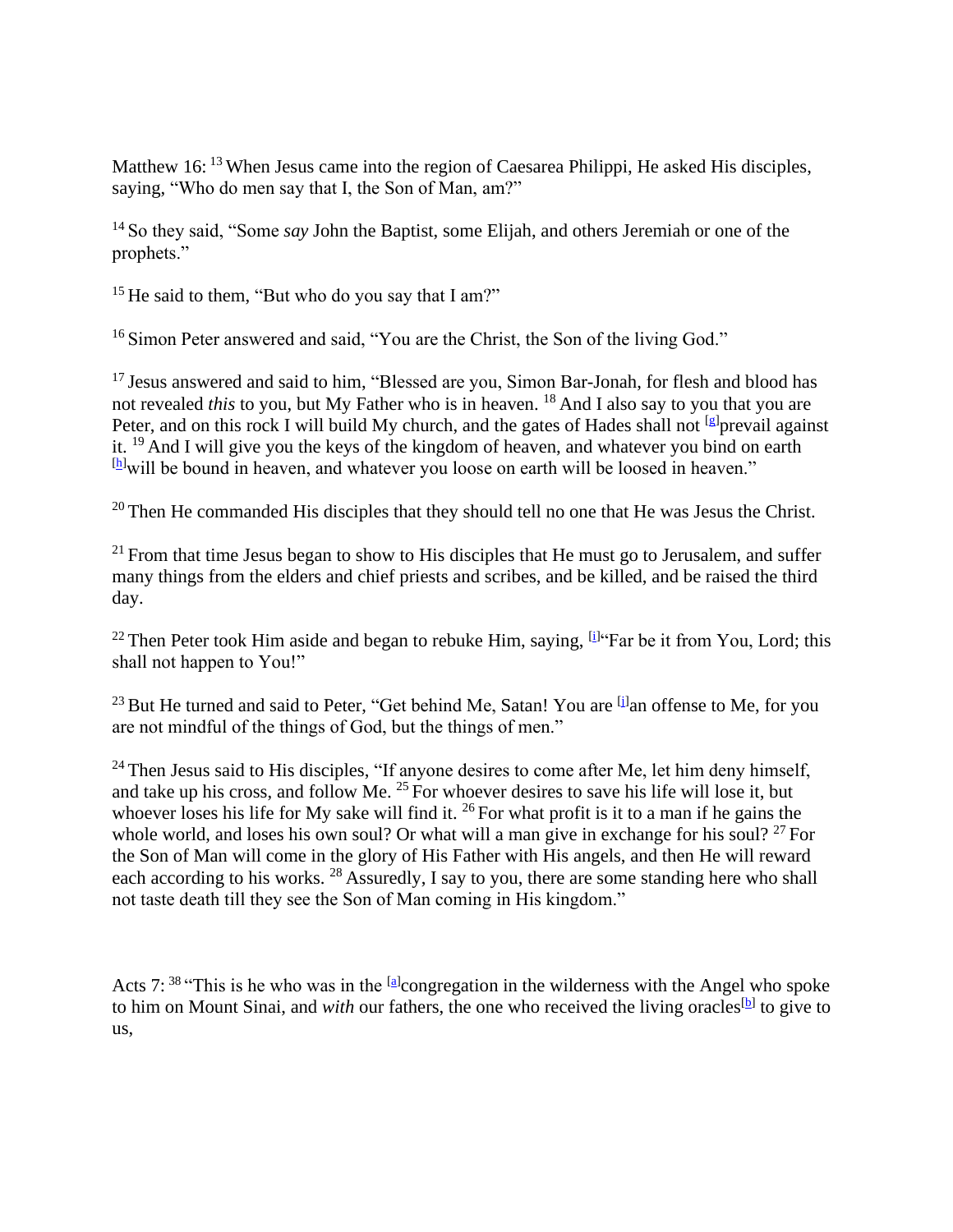Matthew 16: [13] When Jesus came into the region of Caesarea Philippi, He asked His disciples, saying, "Who do men say that I, the Son of Man, am?"

[14] So they said, "Some *say* John the Baptist, some Elijah, and others Jeremiah or one of the prophets."

[15] He said to them, "But who do you say that I am?"

[16] Simon Peter answered and said, "You are the Christ, the Son of the living God."

[17] Jesus answered and said to him, "Blessed are you, Simon Bar-Jonah, for flesh and blood has not revealed *this* to you, but My Father who is in heaven. [18] And I also say to you that you are Peter, and on this rock I will build My church, and the gates of Hades shall not [g]prevail against it. [19] And I will give you the keys of the kingdom of heaven, and whatever you bind on earth [h]will be bound in heaven, and whatever you loose on earth will be loosed in heaven."

[20] Then He commanded His disciples that they should tell no one that He was Jesus the Christ.

[21] From that time Jesus began to show to His disciples that He must go to Jerusalem, and suffer many things from the elders and chief priests and scribes, and be killed, and be raised the third day.

[22] Then Peter took Him aside and began to rebuke Him, saying, [i]"Far be it from You, Lord; this shall not happen to You!"

[23] But He turned and said to Peter, "Get behind Me, Satan! You are [j]an offense to Me, for you are not mindful of the things of God, but the things of men."

[24] Then Jesus said to His disciples, "If anyone desires to come after Me, let him deny himself, and take up his cross, and follow Me. [25] For whoever desires to save his life will lose it, but whoever loses his life for My sake will find it. [26] For what profit is it to a man if he gains the whole world, and loses his own soul? Or what will a man give in exchange for his soul? [27] For the Son of Man will come in the glory of His Father with His angels, and then He will reward each according to his works. [28] Assuredly, I say to you, there are some standing here who shall not taste death till they see the Son of Man coming in His kingdom."

Acts 7: [38] "This is he who was in the [a]congregation in the wilderness with the Angel who spoke to him on Mount Sinai, and *with* our fathers, the one who received the living oracles[b] to give to us,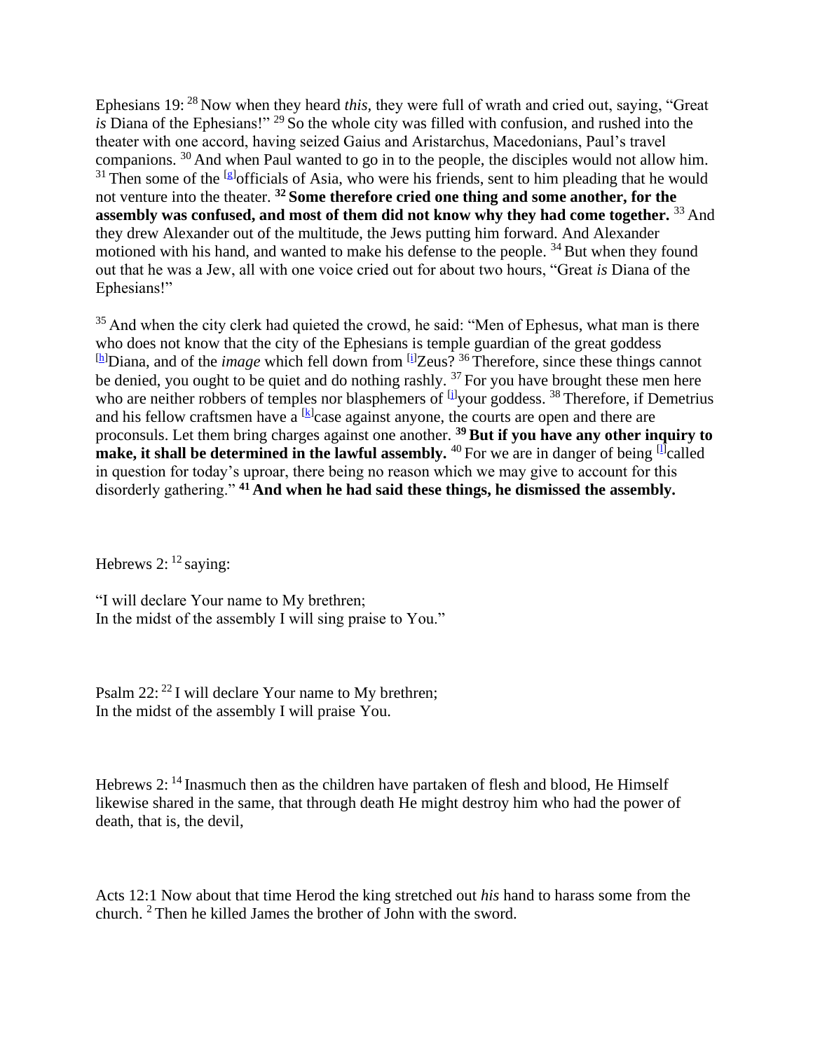Ephesians 19: [28] Now when they heard *this*, they were full of wrath and cried out, saying, "Great *is* Diana of the Ephesians!" [29] So the whole city was filled with confusion, and rushed into the theater with one accord, having seized Gaius and Aristarchus, Macedonians, Paul's travel companions. [30] And when Paul wanted to go in to the people, the disciples would not allow him. [31] Then some of the [g]officials of Asia, who were his friends, sent to him pleading that he would not venture into the theater. **[32] Some therefore cried one thing and some another, for the assembly was confused, and most of them did not know why they had come together.** [33] And they drew Alexander out of the multitude, the Jews putting him forward. And Alexander motioned with his hand, and wanted to make his defense to the people. [34] But when they found out that he was a Jew, all with one voice cried out for about two hours, "Great *is* Diana of the Ephesians!"

[35] And when the city clerk had quieted the crowd, he said: "Men of Ephesus, what man is there who does not know that the city of the Ephesians is temple guardian of the great goddess [h]Diana, and of the *image* which fell down from [i]Zeus? [36] Therefore, since these things cannot be denied, you ought to be quiet and do nothing rashly. [37] For you have brought these men here who are neither robbers of temples nor blasphemers of [j]your goddess. [38] Therefore, if Demetrius and his fellow craftsmen have a [k]case against anyone, the courts are open and there are proconsuls. Let them bring charges against one another. **[39] But if you have any other inquiry to make, it shall be determined in the lawful assembly.** [40] For we are in danger of being [l]called in question for today's uproar, there being no reason which we may give to account for this disorderly gathering." **[41] And when he had said these things, he dismissed the assembly.**

Hebrews 2: [12] saying:

"I will declare Your name to My brethren;
In the midst of the assembly I will sing praise to You."

Psalm 22: [22] I will declare Your name to My brethren;
In the midst of the assembly I will praise You.

Hebrews 2: [14] Inasmuch then as the children have partaken of flesh and blood, He Himself likewise shared in the same, that through death He might destroy him who had the power of death, that is, the devil,

Acts 12:1 Now about that time Herod the king stretched out *his* hand to harass some from the church. [2] Then he killed James the brother of John with the sword.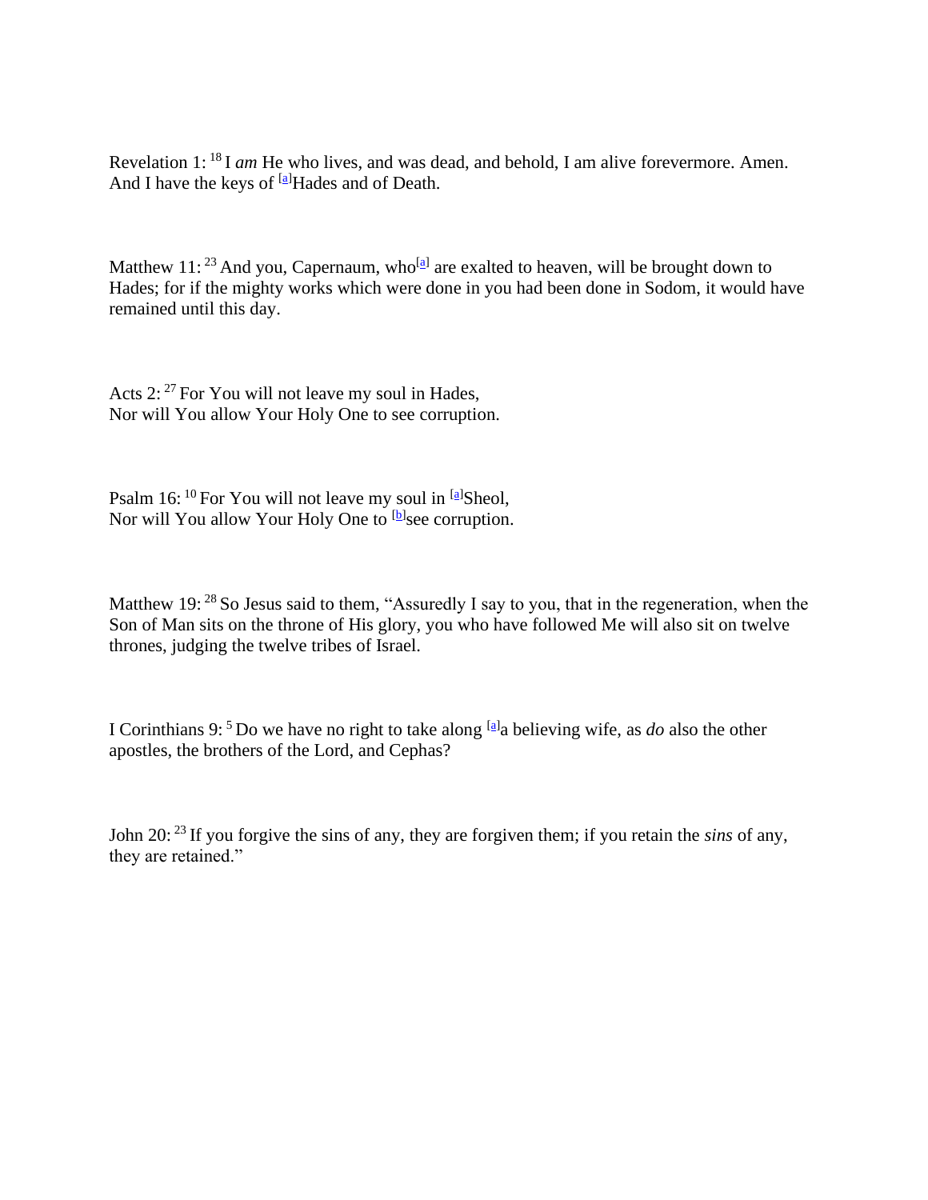Revelation 1: [18] I *am* He who lives, and was dead, and behold, I am alive forevermore. Amen. And I have the keys of [a]Hades and of Death.

Matthew 11: [23] And you, Capernaum, who[a] are exalted to heaven, will be brought down to Hades; for if the mighty works which were done in you had been done in Sodom, it would have remained until this day.

Acts 2: [27] For You will not leave my soul in Hades,  
Nor will You allow Your Holy One to see corruption.

Psalm 16: [10] For You will not leave my soul in [a]Sheol,  
Nor will You allow Your Holy One to [b]see corruption.

Matthew 19: [28] So Jesus said to them, "Assuredly I say to you, that in the regeneration, when the Son of Man sits on the throne of His glory, you who have followed Me will also sit on twelve thrones, judging the twelve tribes of Israel.

I Corinthians 9: [5] Do we have no right to take along [a]a believing wife, as *do* also the other apostles, the brothers of the Lord, and Cephas?

John 20: [23] If you forgive the sins of any, they are forgiven them; if you retain the *sins* of any, they are retained."